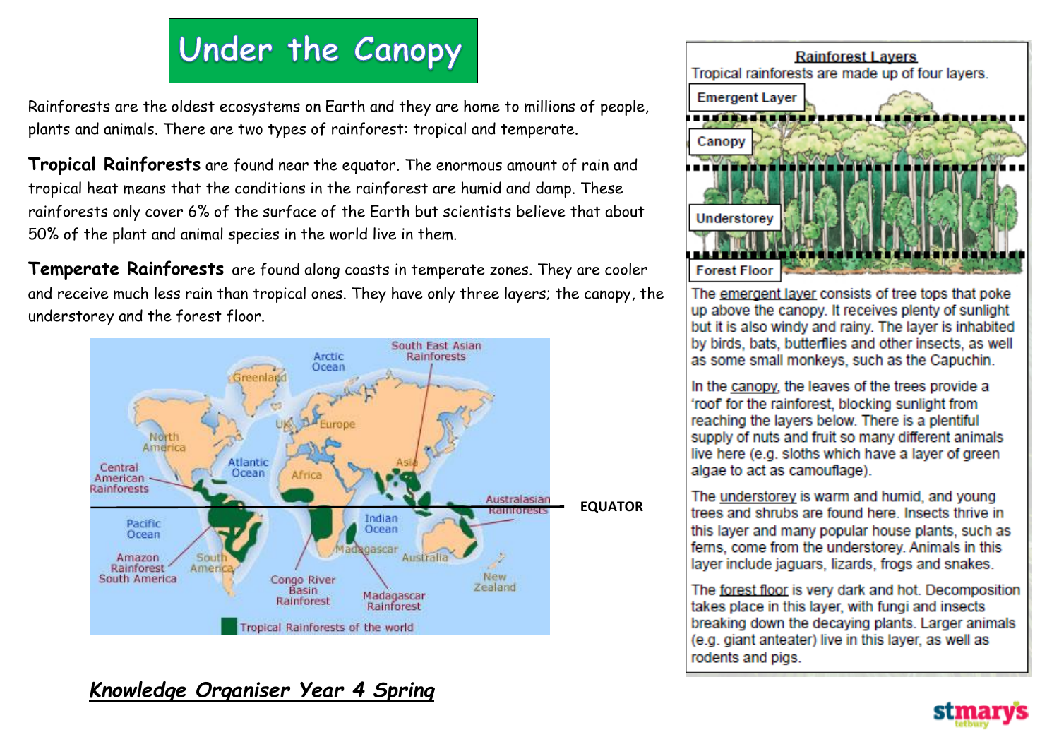# Under the Canopy

Rainforests are the oldest ecosystems on Earth and they are home to millions of people, plants and animals. There are two types of rainforest: tropical and temperate.

**Tropical Rainforests** are found near the equator. The enormous amount of rain and tropical heat means that the conditions in the rainforest are humid and damp. These rainforests only cover 6% of the surface of the Earth but scientists believe that about 50% of the plant and animal species in the world live in them.

**Temperate Rainforests** are found along coasts in temperate zones. They are cooler and receive much less rain than tropical ones. They have only three layers; the canopy, the understorey and the forest floor.

Greenland, Arctic Ocean, South East Asian Rainforests, North America, UK, Europe, Central American Rainforests, Atlantic Ocean, Africa, Asia, Australasian Rainforests, EQUATOR, Pacific Ocean, Indian Ocean, Amazon Rainforest South America, South America, Madagascar, Australia, New Zealand, Congo River Basin Rainforest, Madagascar Rainforest

Tropical Rainforests of the world

## Rainforest Layers

Tropical rainforests are made up of four layers.

Emergent Layer, Canopy, Understorey, Forest Floor

The emergent layer consists of tree tops that poke up above the canopy. It receives plenty of sunlight but it is also windy and rainy. The layer is inhabited by birds, bats, butterflies and other insects, as well as some small monkeys, such as the Capuchin.

In the canopy, the leaves of the trees provide a 'roof' for the rainforest, blocking sunlight from reaching the layers below. There is a plentiful supply of nuts and fruit so many different animals live here (e.g. sloths which have a layer of green algae to act as camouflage).

The understorey is warm and humid, and young trees and shrubs are found here. Insects thrive in this layer and many popular house plants, such as ferns, come from the understorey. Animals in this layer include jaguars, lizards, frogs and snakes.

The forest floor is very dark and hot. Decomposition takes place in this layer, with fungi and insects breaking down the decaying plants. Larger animals (e.g. giant anteater) live in this layer, as well as rodents and pigs.

***Knowledge Organiser Year 4 Spring***

stmarys tetbury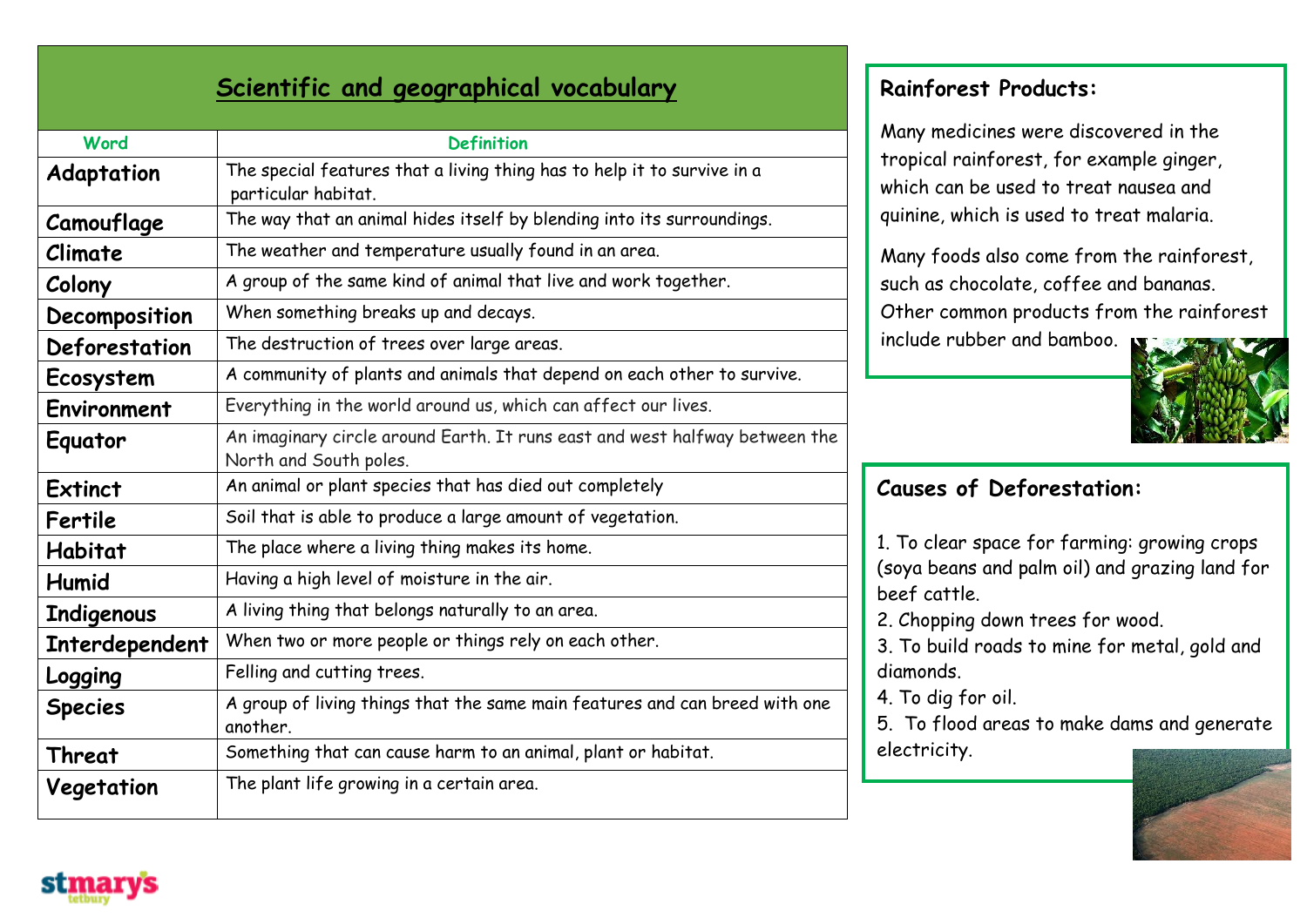## Scientific and geographical vocabulary

| Word | Definition |
|---|---|
| **Adaptation** | The special features that a living thing has to help it to survive in a particular habitat. |
| **Camouflage** | The way that an animal hides itself by blending into its surroundings. |
| **Climate** | The weather and temperature usually found in an area. |
| **Colony** | A group of the same kind of animal that live and work together. |
| **Decomposition** | When something breaks up and decays. |
| **Deforestation** | The destruction of trees over large areas. |
| **Ecosystem** | A community of plants and animals that depend on each other to survive. |
| **Environment** | Everything in the world around us, which can affect our lives. |
| **Equator** | An imaginary circle around Earth. It runs east and west halfway between the North and South poles. |
| **Extinct** | An animal or plant species that has died out completely |
| **Fertile** | Soil that is able to produce a large amount of vegetation. |
| **Habitat** | The place where a living thing makes its home. |
| **Humid** | Having a high level of moisture in the air. |
| **Indigenous** | A living thing that belongs naturally to an area. |
| **Interdependent** | When two or more people or things rely on each other. |
| **Logging** | Felling and cutting trees. |
| **Species** | A group of living things that the same main features and can breed with one another. |
| **Threat** | Something that can cause harm to an animal, plant or habitat. |
| **Vegetation** | The plant life growing in a certain area. |

### Rainforest Products:

Many medicines were discovered in the tropical rainforest, for example ginger, which can be used to treat nausea and quinine, which is used to treat malaria.

Many foods also come from the rainforest, such as chocolate, coffee and bananas. Other common products from the rainforest include rubber and bamboo.

### Causes of Deforestation:

1. To clear space for farming: growing crops (soya beans and palm oil) and grazing land for beef cattle.
2. Chopping down trees for wood.
3. To build roads to mine for metal, gold and diamonds.
4. To dig for oil.
5. To flood areas to make dams and generate electricity.